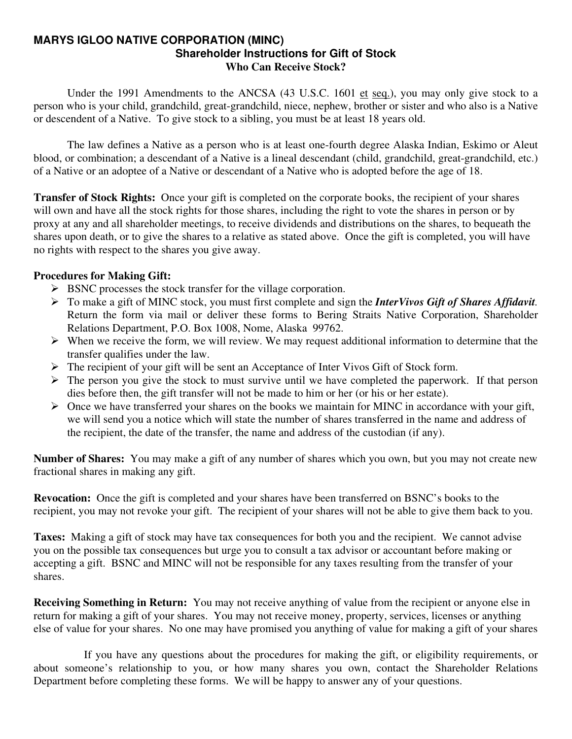# MARYS IGLOO NATIVE CORPORATION (MINC)

## Shareholder Instructions for Gift of Stock

### Who Can Receive Stock?

Under the 1991 Amendments to the ANCSA (43 U.S.C. 1601 et seq.), you may only give stock to a person who is your child, grandchild, great-grandchild, niece, nephew, brother or sister and who also is a Native or descendent of a Native. To give stock to a sibling, you must be at least 18 years old.

The law defines a Native as a person who is at least one-fourth degree Alaska Indian, Eskimo or Aleut blood, or combination; a descendant of a Native is a lineal descendant (child, grandchild, great-grandchild, etc.) of a Native or an adoptee of a Native or descendant of a Native who is adopted before the age of 18.

**Transfer of Stock Rights:** Once your gift is completed on the corporate books, the recipient of your shares will own and have all the stock rights for those shares, including the right to vote the shares in person or by proxy at any and all shareholder meetings, to receive dividends and distributions on the shares, to bequeath the shares upon death, or to give the shares to a relative as stated above. Once the gift is completed, you will have no rights with respect to the shares you give away.

**Procedures for Making Gift:**

- BSNC processes the stock transfer for the village corporation.
- To make a gift of MINC stock, you must first complete and sign the ***InterVivos Gift of Shares Affidavit***. Return the form via mail or deliver these forms to Bering Straits Native Corporation, Shareholder Relations Department, P.O. Box 1008, Nome, Alaska 99762.
- When we receive the form, we will review. We may request additional information to determine that the transfer qualifies under the law.
- The recipient of your gift will be sent an Acceptance of Inter Vivos Gift of Stock form.
- The person you give the stock to must survive until we have completed the paperwork. If that person dies before then, the gift transfer will not be made to him or her (or his or her estate).
- Once we have transferred your shares on the books we maintain for MINC in accordance with your gift, we will send you a notice which will state the number of shares transferred in the name and address of the recipient, the date of the transfer, the name and address of the custodian (if any).

**Number of Shares:** You may make a gift of any number of shares which you own, but you may not create new fractional shares in making any gift.

**Revocation:** Once the gift is completed and your shares have been transferred on BSNC's books to the recipient, you may not revoke your gift. The recipient of your shares will not be able to give them back to you.

**Taxes:** Making a gift of stock may have tax consequences for both you and the recipient. We cannot advise you on the possible tax consequences but urge you to consult a tax advisor or accountant before making or accepting a gift. BSNC and MINC will not be responsible for any taxes resulting from the transfer of your shares.

**Receiving Something in Return:** You may not receive anything of value from the recipient or anyone else in return for making a gift of your shares. You may not receive money, property, services, licenses or anything else of value for your shares. No one may have promised you anything of value for making a gift of your shares

If you have any questions about the procedures for making the gift, or eligibility requirements, or about someone's relationship to you, or how many shares you own, contact the Shareholder Relations Department before completing these forms. We will be happy to answer any of your questions.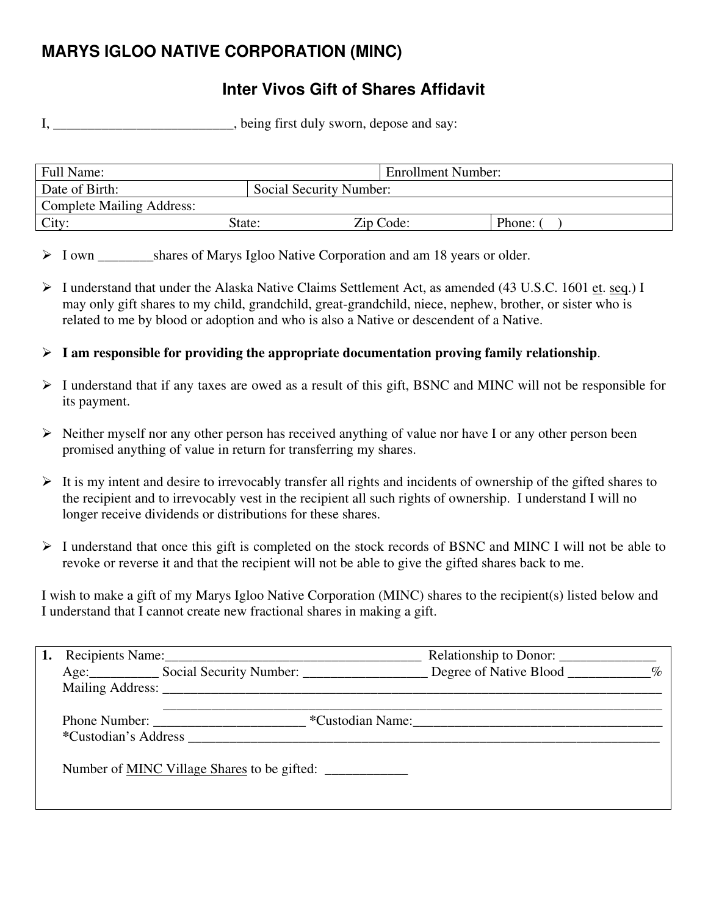# MARYS IGLOO NATIVE CORPORATION (MINC)

## Inter Vivos Gift of Shares Affidavit

I, __________________________, being first duly sworn, depose and say:

| Full Name: | | Enrollment Number: | |
|---|---|---|---|
| Date of Birth: | Social Security Number: | | |
| Complete Mailing Address: | | | |
| City: | State: | Zip Code: | Phone: (    ) |

- I own ________shares of Marys Igloo Native Corporation and am 18 years or older.
- I understand that under the Alaska Native Claims Settlement Act, as amended (43 U.S.C. 1601 et. seq.) I may only gift shares to my child, grandchild, great-grandchild, niece, nephew, brother, or sister who is related to me by blood or adoption and who is also a Native or descendent of a Native.
- **I am responsible for providing the appropriate documentation proving family relationship**.
- I understand that if any taxes are owed as a result of this gift, BSNC and MINC will not be responsible for its payment.
- Neither myself nor any other person has received anything of value nor have I or any other person been promised anything of value in return for transferring my shares.
- It is my intent and desire to irrevocably transfer all rights and incidents of ownership of the gifted shares to the recipient and to irrevocably vest in the recipient all such rights of ownership. I understand I will no longer receive dividends or distributions for these shares.
- I understand that once this gift is completed on the stock records of BSNC and MINC I will not be able to revoke or reverse it and that the recipient will not be able to give the gifted shares back to me.

I wish to make a gift of my Marys Igloo Native Corporation (MINC) shares to the recipient(s) listed below and I understand that I cannot create new fractional shares in making a gift.

**1.** Recipients Name:_____________________________________ Relationship to Donor: _____________

Age:_________ Social Security Number: _________________ Degree of Native Blood ____________%

Mailing Address: ________________________________________________________________________

________________________________________________________________________

Phone Number: _____________________ *Custodian Name:___________________________________

*Custodian's Address ______________________________________________________________________

Number of MINC Village Shares to be gifted: ____________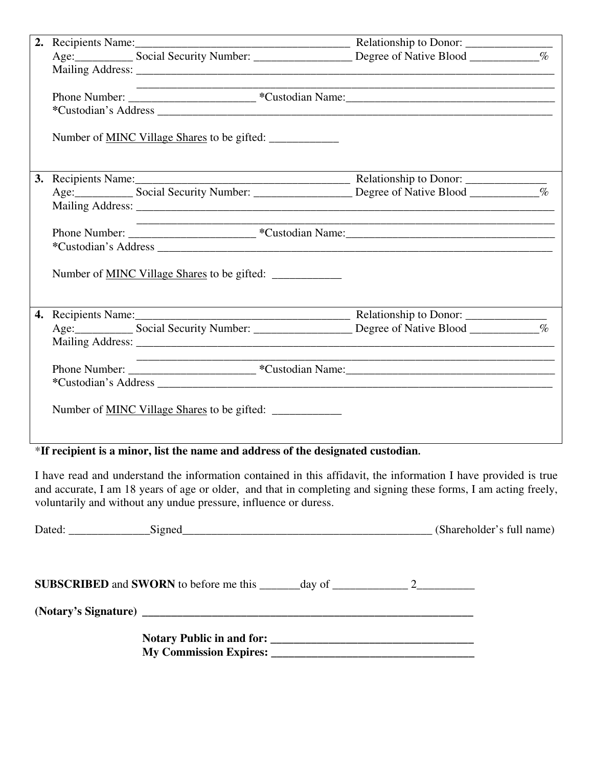**2.** Recipients Name:_____________________________________ Relationship to Donor: _______________
Age:__________ Social Security Number: _________________ Degree of Native Blood ____________%
Mailing Address: ______________________________________________________________________________
_________________________________________________________________________
Phone Number: ______________________ *Custodian Name:_____________________________________
*Custodian's Address ___________________________________________________________________________

Number of <u>MINC Village Shares</u> to be gifted: ____________

**3.** Recipients Name:_____________________________________ Relationship to Donor: ______________
Age:__________ Social Security Number: _________________ Degree of Native Blood ____________%
Mailing Address: ______________________________________________________________________________
_________________________________________________________________________
Phone Number: _____________________ *Custodian Name:_____________________________________
*Custodian's Address ___________________________________________________________________________

Number of <u>MINC Village Shares</u> to be gifted: ____________

**4.** Recipients Name:_____________________________________ Relationship to Donor: ______________
Age:__________ Social Security Number: _________________ Degree of Native Blood ____________%
Mailing Address: ______________________________________________________________________________
_________________________________________________________________________
Phone Number: ______________________ *Custodian Name:_____________________________________
*Custodian's Address ___________________________________________________________________________

Number of <u>MINC Village Shares</u> to be gifted: ____________

***If recipient is a minor, list the name and address of the designated custodian.**

I have read and understand the information contained in this affidavit, the information I have provided is true and accurate, I am 18 years of age or older, and that in completing and signing these forms, I am acting freely, voluntarily and without any undue pressure, influence or duress.

Dated: ______________Signed____________________________________________ (Shareholder's full name)

**SUBSCRIBED** and **SWORN** to before me this _______day of _____________ 2__________

**(Notary's Signature) ___________________________________________________________**

**Notary Public in and for: ___________________________________**
**My Commission Expires: ___________________________________**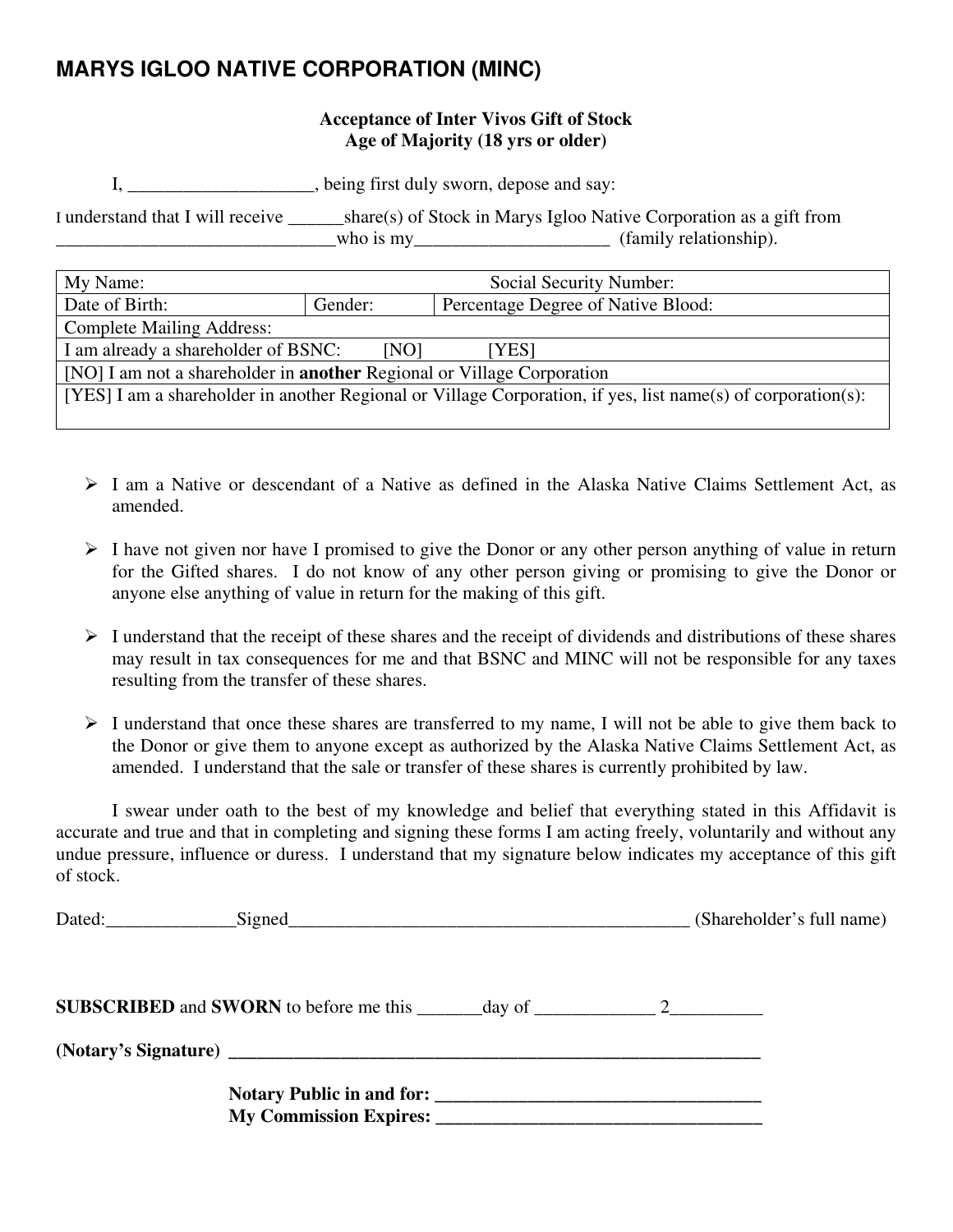# MARYS IGLOO NATIVE CORPORATION (MINC)

**Acceptance of Inter Vivos Gift of Stock**
**Age of Majority (18 yrs or older)**

I, ____________________, being first duly sworn, depose and say:

I understand that I will receive ______share(s) of Stock in Marys Igloo Native Corporation as a gift from ______________________________who is my_____________________ (family relationship).

| My Name: | | Social Security Number: |
|---|---|---|
| Date of Birth: | Gender: | Percentage Degree of Native Blood: |
| Complete Mailing Address: | | |
| I am already a shareholder of BSNC: [NO] [YES] | | |
| [NO] I am not a shareholder in **another** Regional or Village Corporation | | |
| [YES] I am a shareholder in another Regional or Village Corporation, if yes, list name(s) of corporation(s): | | |

- I am a Native or descendant of a Native as defined in the Alaska Native Claims Settlement Act, as amended.

- I have not given nor have I promised to give the Donor or any other person anything of value in return for the Gifted shares. I do not know of any other person giving or promising to give the Donor or anyone else anything of value in return for the making of this gift.

- I understand that the receipt of these shares and the receipt of dividends and distributions of these shares may result in tax consequences for me and that BSNC and MINC will not be responsible for any taxes resulting from the transfer of these shares.

- I understand that once these shares are transferred to my name, I will not be able to give them back to the Donor or give them to anyone except as authorized by the Alaska Native Claims Settlement Act, as amended. I understand that the sale or transfer of these shares is currently prohibited by law.

I swear under oath to the best of my knowledge and belief that everything stated in this Affidavit is accurate and true and that in completing and signing these forms I am acting freely, voluntarily and without any undue pressure, influence or duress. I understand that my signature below indicates my acceptance of this gift of stock.

Dated:______________Signed____________________________________________ (Shareholder's full name)

**SUBSCRIBED** and **SWORN** to before me this _______day of _____________ 2__________

**(Notary's Signature)** ____________________________________________________________

**Notary Public in and for:** ___________________________________

**My Commission Expires:** ___________________________________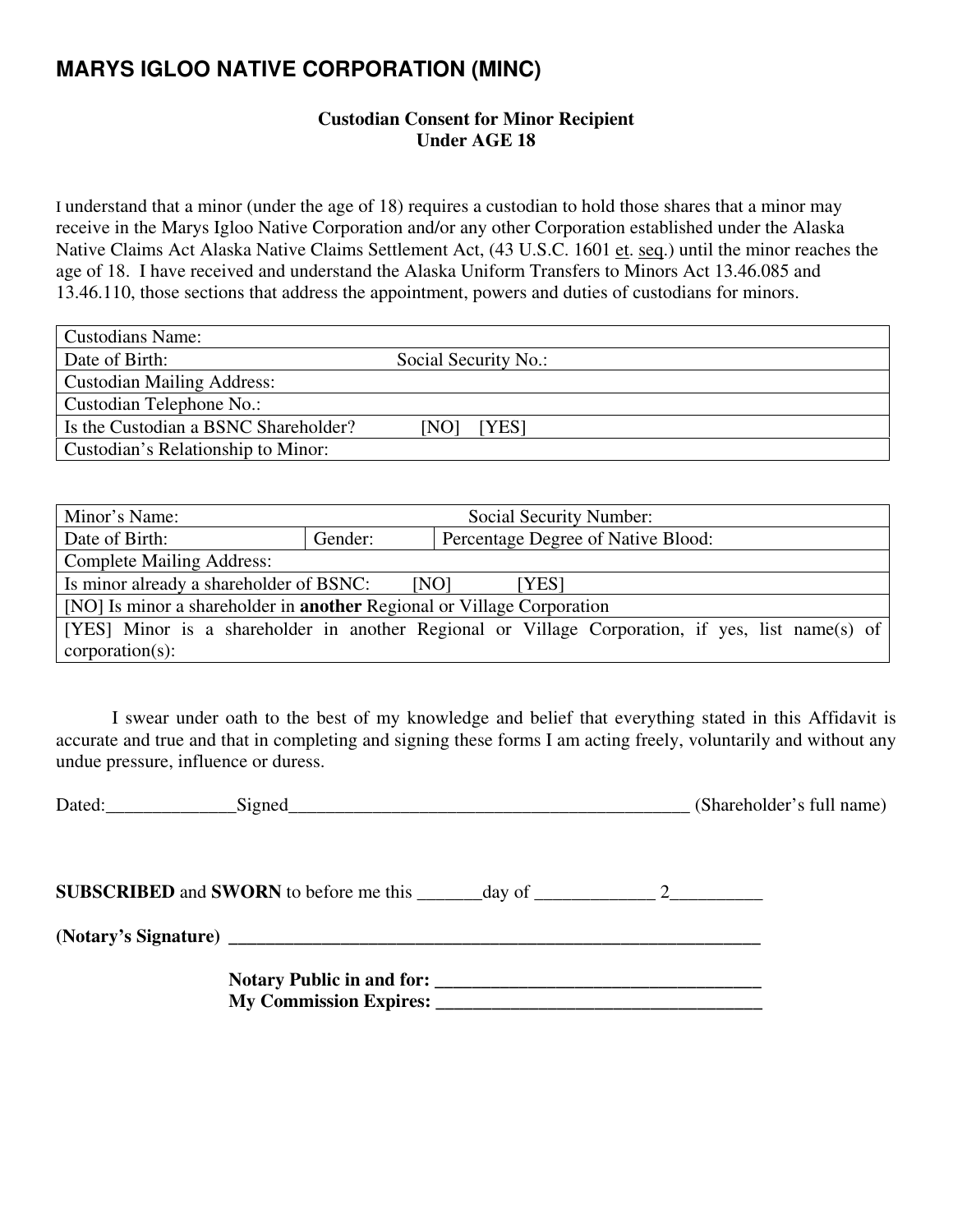# MARYS IGLOO NATIVE CORPORATION (MINC)

**Custodian Consent for Minor Recipient**
**Under AGE 18**

I understand that a minor (under the age of 18) requires a custodian to hold those shares that a minor may receive in the Marys Igloo Native Corporation and/or any other Corporation established under the Alaska Native Claims Act Alaska Native Claims Settlement Act, (43 U.S.C. 1601 et. seq.) until the minor reaches the age of 18. I have received and understand the Alaska Uniform Transfers to Minors Act 13.46.085 and 13.46.110, those sections that address the appointment, powers and duties of custodians for minors.

| | |
|---|---|
| Custodians Name: | |
| Date of Birth: | Social Security No.: |
| Custodian Mailing Address: | |
| Custodian Telephone No.: | |
| Is the Custodian a BSNC Shareholder? | [NO] [YES] |
| Custodian's Relationship to Minor: | |

| | | |
|---|---|---|
| Minor's Name: | | Social Security Number: |
| Date of Birth: | Gender: | Percentage Degree of Native Blood: |
| Complete Mailing Address: | | |
| Is minor already a shareholder of BSNC: [NO] [YES] | | |
| [NO] Is minor a shareholder in **another** Regional or Village Corporation | | |
| [YES] Minor is a shareholder in another Regional or Village Corporation, if yes, list name(s) of corporation(s): | | |

I swear under oath to the best of my knowledge and belief that everything stated in this Affidavit is accurate and true and that in completing and signing these forms I am acting freely, voluntarily and without any undue pressure, influence or duress.

Dated:______________Signed_____________________________________________ (Shareholder's full name)

**SUBSCRIBED** and **SWORN** to before me this _______day of _____________ 2__________

**(Notary's Signature)** ___________________________________________________________

**Notary Public in and for:** ___________________________________
**My Commission Expires:** ___________________________________